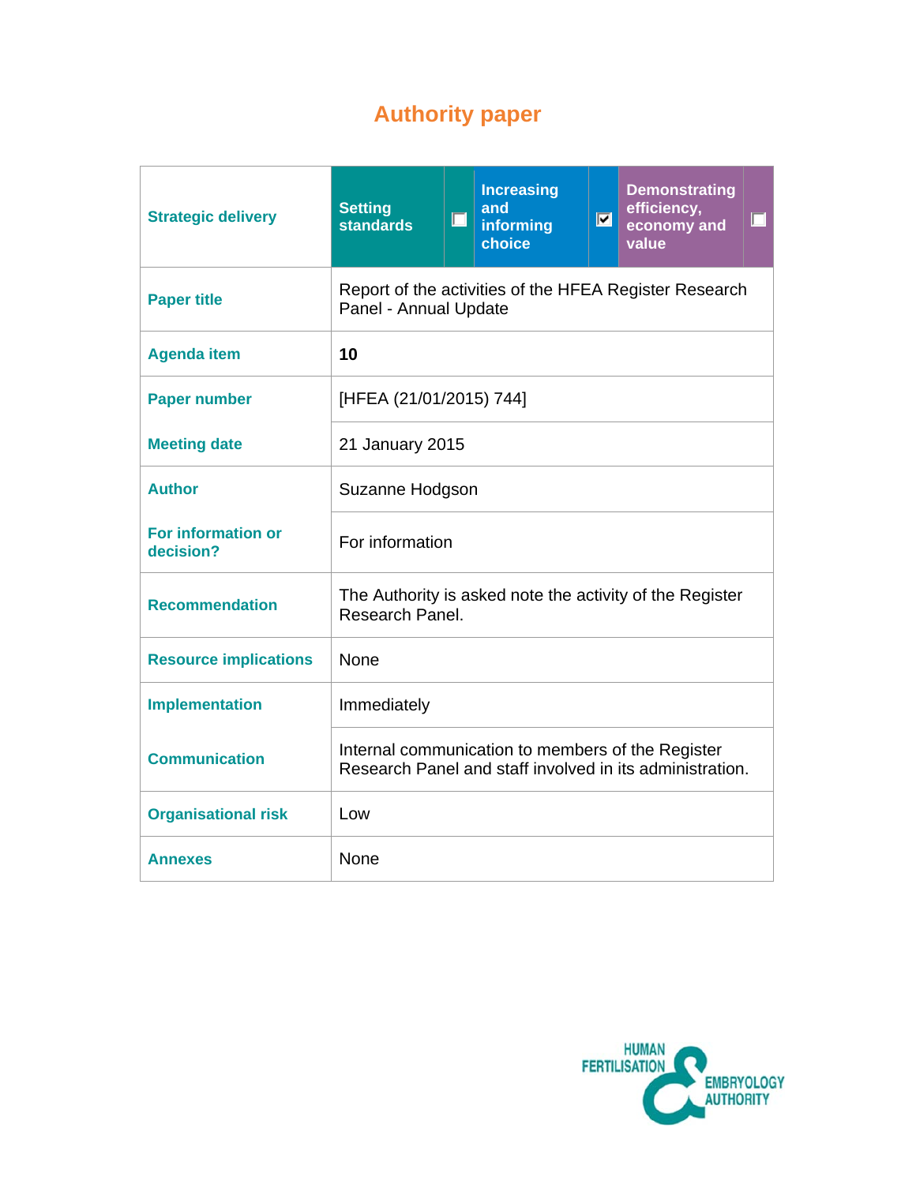# Authority paper

| Strategic delivery | Setting standards ☐ | Increasing and informing choice ☑ | Demonstrating efficiency, economy and value ☐ |
|---|---|---|---|
| **Paper title** | Report of the activities of the HFEA Register Research Panel - Annual Update | | |
| **Agenda item** | **10** | | |
| **Paper number** | [HFEA (21/01/2015) 744] | | |
| **Meeting date** | 21 January 2015 | | |
| **Author** | Suzanne Hodgson | | |
| **For information or decision?** | For information | | |
| **Recommendation** | The Authority is asked note the activity of the Register Research Panel. | | |
| **Resource implications** | None | | |
| **Implementation** | Immediately | | |
| **Communication** | Internal communication to members of the Register Research Panel and staff involved in its administration. | | |
| **Organisational risk** | Low | | |
| **Annexes** | None | | |

HUMAN FERTILISATION & EMBRYOLOGY AUTHORITY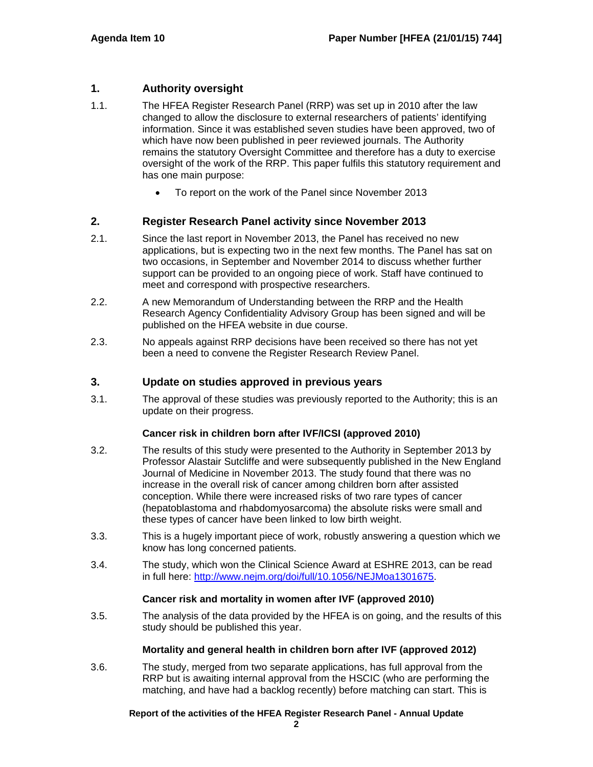## 1. Authority oversight

1.1. The HFEA Register Research Panel (RRP) was set up in 2010 after the law changed to allow the disclosure to external researchers of patients' identifying information. Since it was established seven studies have been approved, two of which have now been published in peer reviewed journals. The Authority remains the statutory Oversight Committee and therefore has a duty to exercise oversight of the work of the RRP. This paper fulfils this statutory requirement and has one main purpose:

- To report on the work of the Panel since November 2013

## 2. Register Research Panel activity since November 2013

2.1. Since the last report in November 2013, the Panel has received no new applications, but is expecting two in the next few months. The Panel has sat on two occasions, in September and November 2014 to discuss whether further support can be provided to an ongoing piece of work. Staff have continued to meet and correspond with prospective researchers.

2.2. A new Memorandum of Understanding between the RRP and the Health Research Agency Confidentiality Advisory Group has been signed and will be published on the HFEA website in due course.

2.3. No appeals against RRP decisions have been received so there has not yet been a need to convene the Register Research Review Panel.

## 3. Update on studies approved in previous years

3.1. The approval of these studies was previously reported to the Authority; this is an update on their progress.

**Cancer risk in children born after IVF/ICSI (approved 2010)**

3.2. The results of this study were presented to the Authority in September 2013 by Professor Alastair Sutcliffe and were subsequently published in the New England Journal of Medicine in November 2013. The study found that there was no increase in the overall risk of cancer among children born after assisted conception. While there were increased risks of two rare types of cancer (hepatoblastoma and rhabdomyosarcoma) the absolute risks were small and these types of cancer have been linked to low birth weight.

3.3. This is a hugely important piece of work, robustly answering a question which we know has long concerned patients.

3.4. The study, which won the Clinical Science Award at ESHRE 2013, can be read in full here: [http://www.nejm.org/doi/full/10.1056/NEJMoa1301675](http://www.nejm.org/doi/full/10.1056/NEJMoa1301675).

**Cancer risk and mortality in women after IVF (approved 2010)**

3.5. The analysis of the data provided by the HFEA is on going, and the results of this study should be published this year.

**Mortality and general health in children born after IVF (approved 2012)**

3.6. The study, merged from two separate applications, has full approval from the RRP but is awaiting internal approval from the HSCIC (who are performing the matching, and have had a backlog recently) before matching can start. This is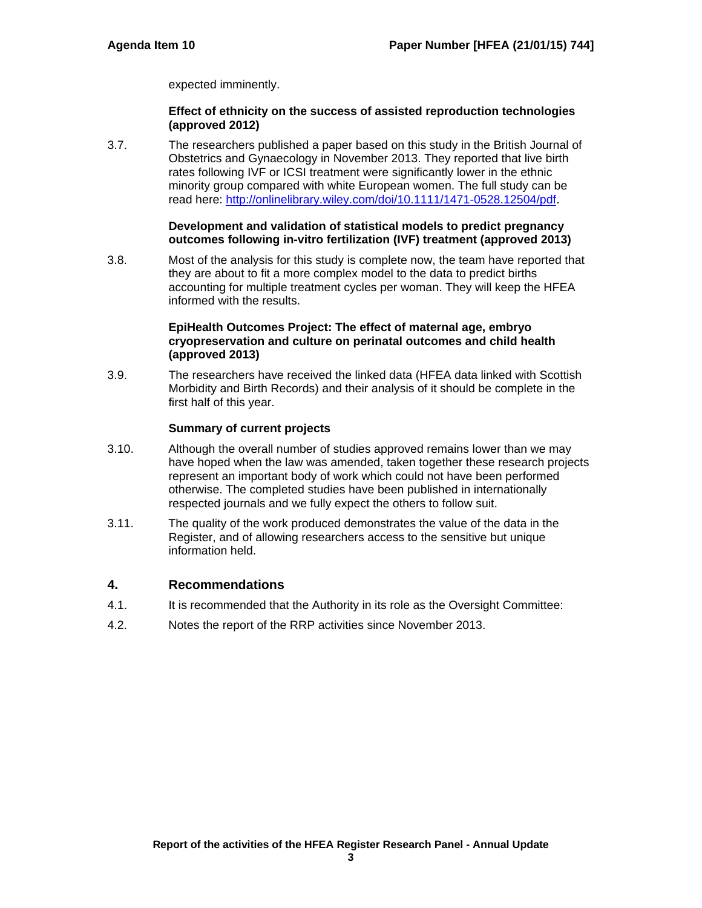expected imminently.

**Effect of ethnicity on the success of assisted reproduction technologies (approved 2012)**

3.7. The researchers published a paper based on this study in the British Journal of Obstetrics and Gynaecology in November 2013. They reported that live birth rates following IVF or ICSI treatment were significantly lower in the ethnic minority group compared with white European women. The full study can be read here: [http://onlinelibrary.wiley.com/doi/10.1111/1471-0528.12504/pdf](http://onlinelibrary.wiley.com/doi/10.1111/1471-0528.12504/pdf).

**Development and validation of statistical models to predict pregnancy outcomes following in-vitro fertilization (IVF) treatment (approved 2013)**

3.8. Most of the analysis for this study is complete now, the team have reported that they are about to fit a more complex model to the data to predict births accounting for multiple treatment cycles per woman. They will keep the HFEA informed with the results.

**EpiHealth Outcomes Project: The effect of maternal age, embryo cryopreservation and culture on perinatal outcomes and child health (approved 2013)**

3.9. The researchers have received the linked data (HFEA data linked with Scottish Morbidity and Birth Records) and their analysis of it should be complete in the first half of this year.

**Summary of current projects**

3.10. Although the overall number of studies approved remains lower than we may have hoped when the law was amended, taken together these research projects represent an important body of work which could not have been performed otherwise. The completed studies have been published in internationally respected journals and we fully expect the others to follow suit.

3.11. The quality of the work produced demonstrates the value of the data in the Register, and of allowing researchers access to the sensitive but unique information held.

## 4. Recommendations

4.1. It is recommended that the Authority in its role as the Oversight Committee:

4.2. Notes the report of the RRP activities since November 2013.